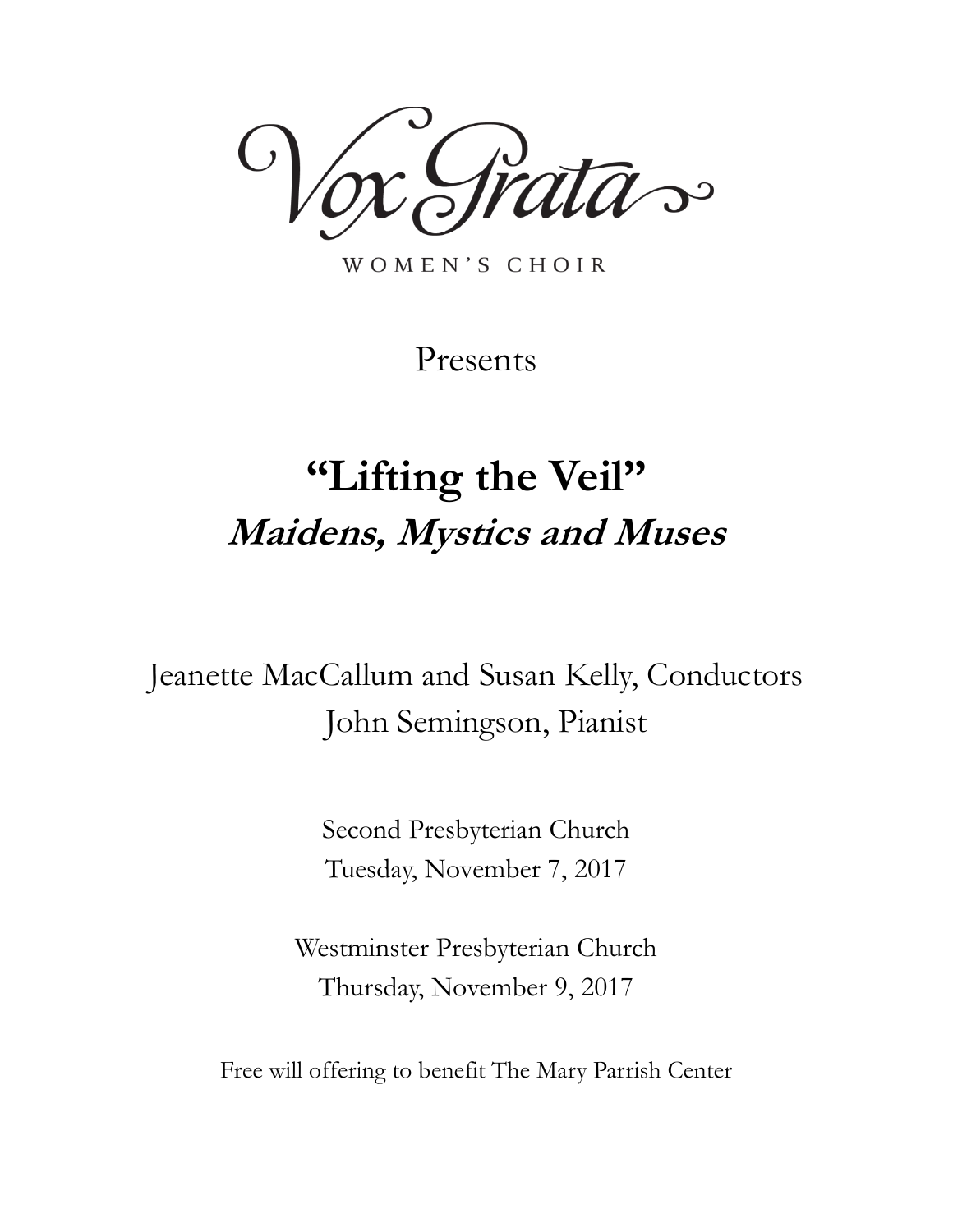# Vox Grata

WOMEN'S CHOIR

Presents

## "Lifting the Veil"

### *Maidens, Mystics and Muses*

Jeanette MacCallum and Susan Kelly, Conductors

John Semingson, Pianist

Second Presbyterian Church

Tuesday, November 7, 2017

Westminster Presbyterian Church

Thursday, November 9, 2017

Free will offering to benefit The Mary Parrish Center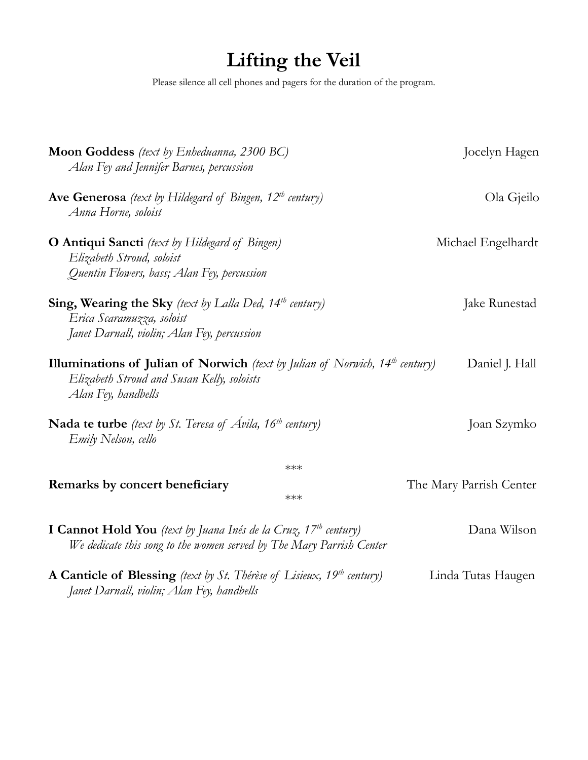# Lifting the Veil

Please silence all cell phones and pagers for the duration of the program.

**Moon Goddess** *(text by Enheduanna, 2300 BC)* — Jocelyn Hagen
*Alan Fey and Jennifer Barnes, percussion*

**Ave Generosa** *(text by Hildegard of Bingen, 12th century)* — Ola Gjeilo
*Anna Horne, soloist*

**O Antiqui Sancti** *(text by Hildegard of Bingen)* — Michael Engelhardt
*Elizabeth Stroud, soloist*
*Quentin Flowers, bass; Alan Fey, percussion*

**Sing, Wearing the Sky** *(text by Lalla Ded, 14th century)* — Jake Runestad
*Erica Scaramuzza, soloist*
*Janet Darnall, violin; Alan Fey, percussion*

**Illuminations of Julian of Norwich** *(text by Julian of Norwich, 14th century)* — Daniel J. Hall
*Elizabeth Stroud and Susan Kelly, soloists*
*Alan Fey, handbells*

**Nada te turbe** *(text by St. Teresa of Ávila, 16th century)* — Joan Szymko
*Emily Nelson, cello*

***

**Remarks by concert beneficiary** — The Mary Parrish Center

***

**I Cannot Hold You** *(text by Juana Inés de la Cruz, 17th century)* — Dana Wilson
*We dedicate this song to the women served by The Mary Parrish Center*

**A Canticle of Blessing** *(text by St. Thérèse of Lisieux, 19th century)* — Linda Tutas Haugen
*Janet Darnall, violin; Alan Fey, handbells*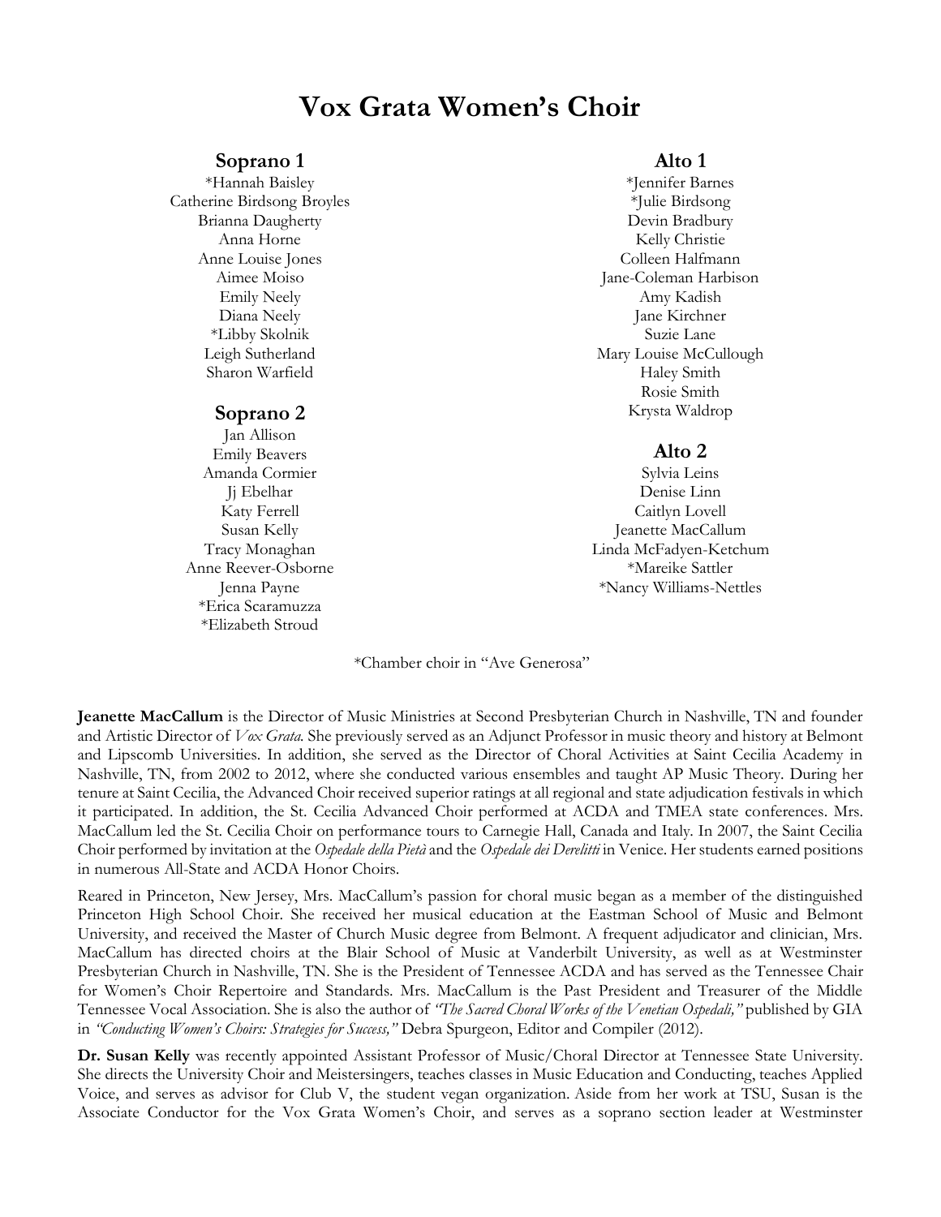# Vox Grata Women's Choir

## Soprano 1

*Hannah Baisley
Catherine Birdsong Broyles
Brianna Daugherty
Anna Horne
Anne Louise Jones
Aimee Moiso
Emily Neely
Diana Neely
*Libby Skolnik
Leigh Sutherland
Sharon Warfield

## Soprano 2

Jan Allison
Emily Beavers
Amanda Cormier
Jj Ebelhar
Katy Ferrell
Susan Kelly
Tracy Monaghan
Anne Reever-Osborne
Jenna Payne
*Erica Scaramuzza
*Elizabeth Stroud

## Alto 1

*Jennifer Barnes
*Julie Birdsong
Devin Bradbury
Kelly Christie
Colleen Halfmann
Jane-Coleman Harbison
Amy Kadish
Jane Kirchner
Suzie Lane
Mary Louise McCullough
Haley Smith
Rosie Smith
Krysta Waldrop

## Alto 2

Sylvia Leins
Denise Linn
Caitlyn Lovell
Jeanette MacCallum
Linda McFadyen-Ketchum
*Mareike Sattler
*Nancy Williams-Nettles

*Chamber choir in "Ave Generosa"

**Jeanette MacCallum** is the Director of Music Ministries at Second Presbyterian Church in Nashville, TN and founder and Artistic Director of *Vox Grata.* She previously served as an Adjunct Professor in music theory and history at Belmont and Lipscomb Universities. In addition, she served as the Director of Choral Activities at Saint Cecilia Academy in Nashville, TN, from 2002 to 2012, where she conducted various ensembles and taught AP Music Theory. During her tenure at Saint Cecilia, the Advanced Choir received superior ratings at all regional and state adjudication festivals in which it participated. In addition, the St. Cecilia Advanced Choir performed at ACDA and TMEA state conferences. Mrs. MacCallum led the St. Cecilia Choir on performance tours to Carnegie Hall, Canada and Italy. In 2007, the Saint Cecilia Choir performed by invitation at the *Ospedale della Pietà* and the *Ospedale dei Derelitti* in Venice. Her students earned positions in numerous All-State and ACDA Honor Choirs.

Reared in Princeton, New Jersey, Mrs. MacCallum's passion for choral music began as a member of the distinguished Princeton High School Choir. She received her musical education at the Eastman School of Music and Belmont University, and received the Master of Church Music degree from Belmont. A frequent adjudicator and clinician, Mrs. MacCallum has directed choirs at the Blair School of Music at Vanderbilt University, as well as at Westminster Presbyterian Church in Nashville, TN. She is the President of Tennessee ACDA and has served as the Tennessee Chair for Women's Choir Repertoire and Standards. Mrs. MacCallum is the Past President and Treasurer of the Middle Tennessee Vocal Association. She is also the author of *"The Sacred Choral Works of the Venetian Ospedali,"* published by GIA in *"Conducting Women's Choirs: Strategies for Success,"* Debra Spurgeon, Editor and Compiler (2012).

**Dr. Susan Kelly** was recently appointed Assistant Professor of Music/Choral Director at Tennessee State University. She directs the University Choir and Meistersingers, teaches classes in Music Education and Conducting, teaches Applied Voice, and serves as advisor for Club V, the student vegan organization. Aside from her work at TSU, Susan is the Associate Conductor for the Vox Grata Women's Choir, and serves as a soprano section leader at Westminster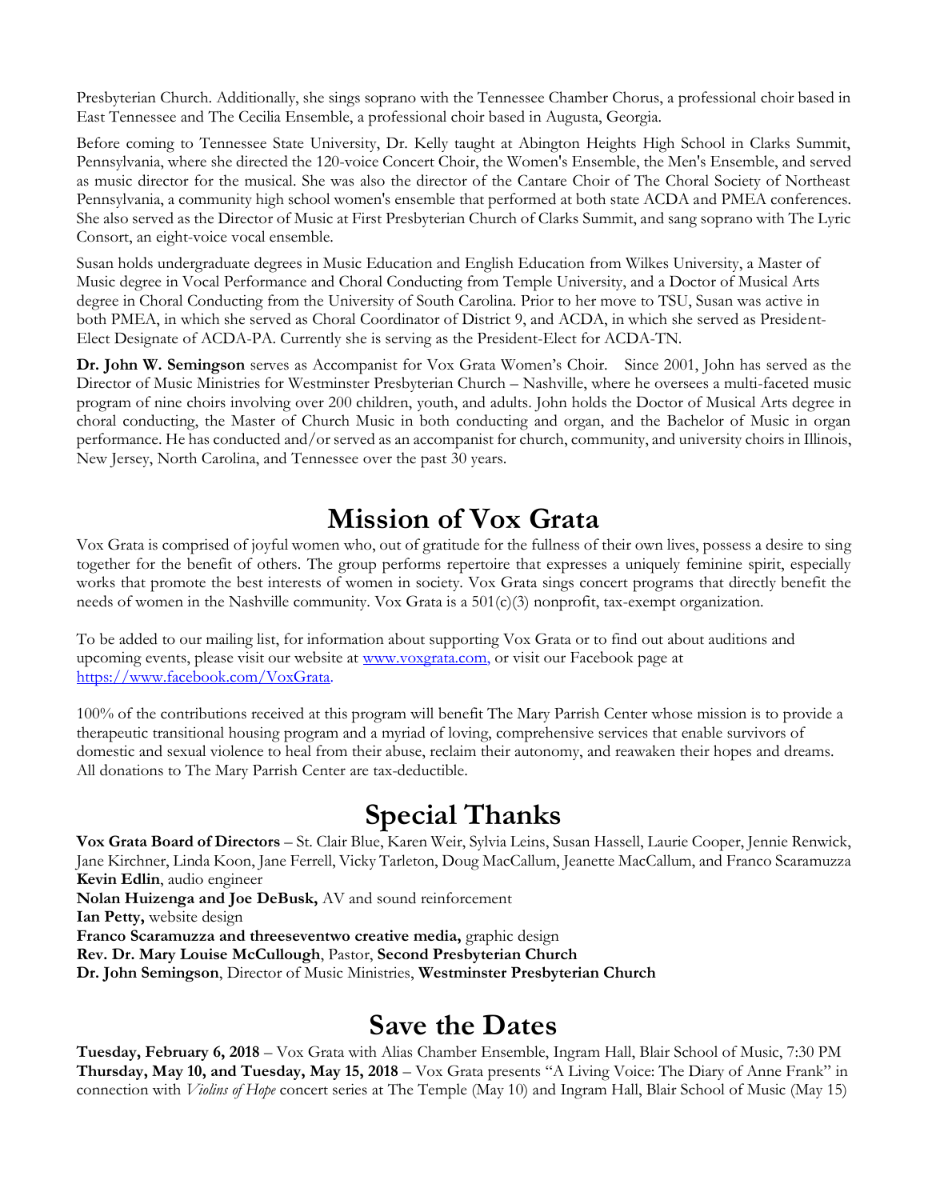Presbyterian Church. Additionally, she sings soprano with the Tennessee Chamber Chorus, a professional choir based in East Tennessee and The Cecilia Ensemble, a professional choir based in Augusta, Georgia.

Before coming to Tennessee State University, Dr. Kelly taught at Abington Heights High School in Clarks Summit, Pennsylvania, where she directed the 120-voice Concert Choir, the Women's Ensemble, the Men's Ensemble, and served as music director for the musical. She was also the director of the Cantare Choir of The Choral Society of Northeast Pennsylvania, a community high school women's ensemble that performed at both state ACDA and PMEA conferences. She also served as the Director of Music at First Presbyterian Church of Clarks Summit, and sang soprano with The Lyric Consort, an eight-voice vocal ensemble.

Susan holds undergraduate degrees in Music Education and English Education from Wilkes University, a Master of Music degree in Vocal Performance and Choral Conducting from Temple University, and a Doctor of Musical Arts degree in Choral Conducting from the University of South Carolina. Prior to her move to TSU, Susan was active in both PMEA, in which she served as Choral Coordinator of District 9, and ACDA, in which she served as President-Elect Designate of ACDA-PA. Currently she is serving as the President-Elect for ACDA-TN.

**Dr. John W. Semingson** serves as Accompanist for Vox Grata Women's Choir. Since 2001, John has served as the Director of Music Ministries for Westminster Presbyterian Church – Nashville, where he oversees a multi-faceted music program of nine choirs involving over 200 children, youth, and adults. John holds the Doctor of Musical Arts degree in choral conducting, the Master of Church Music in both conducting and organ, and the Bachelor of Music in organ performance. He has conducted and/or served as an accompanist for church, community, and university choirs in Illinois, New Jersey, North Carolina, and Tennessee over the past 30 years.

# Mission of Vox Grata

Vox Grata is comprised of joyful women who, out of gratitude for the fullness of their own lives, possess a desire to sing together for the benefit of others. The group performs repertoire that expresses a uniquely feminine spirit, especially works that promote the best interests of women in society. Vox Grata sings concert programs that directly benefit the needs of women in the Nashville community. Vox Grata is a 501(c)(3) nonprofit, tax-exempt organization.

To be added to our mailing list, for information about supporting Vox Grata or to find out about auditions and upcoming events, please visit our website at www.voxgrata.com, or visit our Facebook page at https://www.facebook.com/VoxGrata.

100% of the contributions received at this program will benefit The Mary Parrish Center whose mission is to provide a therapeutic transitional housing program and a myriad of loving, comprehensive services that enable survivors of domestic and sexual violence to heal from their abuse, reclaim their autonomy, and reawaken their hopes and dreams. All donations to The Mary Parrish Center are tax-deductible.

# Special Thanks

**Vox Grata Board of Directors** – St. Clair Blue, Karen Weir, Sylvia Leins, Susan Hassell, Laurie Cooper, Jennie Renwick, Jane Kirchner, Linda Koon, Jane Ferrell, Vicky Tarleton, Doug MacCallum, Jeanette MacCallum, and Franco Scaramuzza
**Kevin Edlin**, audio engineer
**Nolan Huizenga and Joe DeBusk,** AV and sound reinforcement
**Ian Petty,** website design
**Franco Scaramuzza and threeseventwo creative media,** graphic design
**Rev. Dr. Mary Louise McCullough**, Pastor, **Second Presbyterian Church**
**Dr. John Semingson**, Director of Music Ministries, **Westminster Presbyterian Church**

# Save the Dates

**Tuesday, February 6, 2018** – Vox Grata with Alias Chamber Ensemble, Ingram Hall, Blair School of Music, 7:30 PM
**Thursday, May 10, and Tuesday, May 15, 2018** – Vox Grata presents "A Living Voice: The Diary of Anne Frank" in connection with *Violins of Hope* concert series at The Temple (May 10) and Ingram Hall, Blair School of Music (May 15)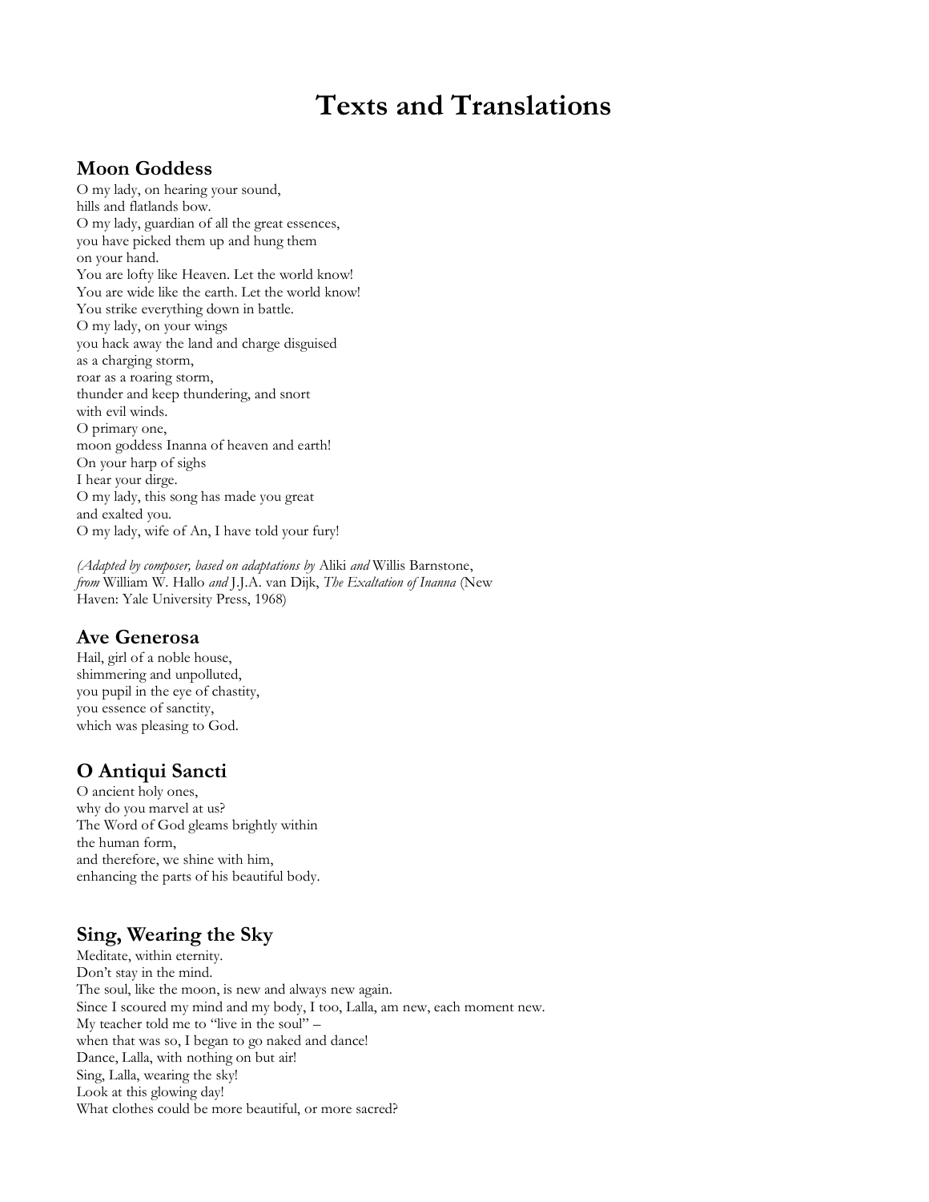# Texts and Translations

## Moon Goddess

O my lady, on hearing your sound,
hills and flatlands bow.
O my lady, guardian of all the great essences,
you have picked them up and hung them
on your hand.
You are lofty like Heaven. Let the world know!
You are wide like the earth. Let the world know!
You strike everything down in battle.
O my lady, on your wings
you hack away the land and charge disguised
as a charging storm,
roar as a roaring storm,
thunder and keep thundering, and snort
with evil winds.
O primary one,
moon goddess Inanna of heaven and earth!
On your harp of sighs
I hear your dirge.
O my lady, this song has made you great
and exalted you.
O my lady, wife of An, I have told your fury!

*(Adapted by composer, based on adaptations by* Aliki *and* Willis Barnstone, *from* William W. Hallo *and* J.J.A. van Dijk, *The Exaltation of Inanna* (New Haven: Yale University Press, 1968)

## Ave Generosa

Hail, girl of a noble house,
shimmering and unpolluted,
you pupil in the eye of chastity,
you essence of sanctity,
which was pleasing to God.

## O Antiqui Sancti

O ancient holy ones,
why do you marvel at us?
The Word of God gleams brightly within
the human form,
and therefore, we shine with him,
enhancing the parts of his beautiful body.

## Sing, Wearing the Sky

Meditate, within eternity.
Don't stay in the mind.
The soul, like the moon, is new and always new again.
Since I scoured my mind and my body, I too, Lalla, am new, each moment new.
My teacher told me to "live in the soul" –
when that was so, I began to go naked and dance!
Dance, Lalla, with nothing on but air!
Sing, Lalla, wearing the sky!
Look at this glowing day!
What clothes could be more beautiful, or more sacred?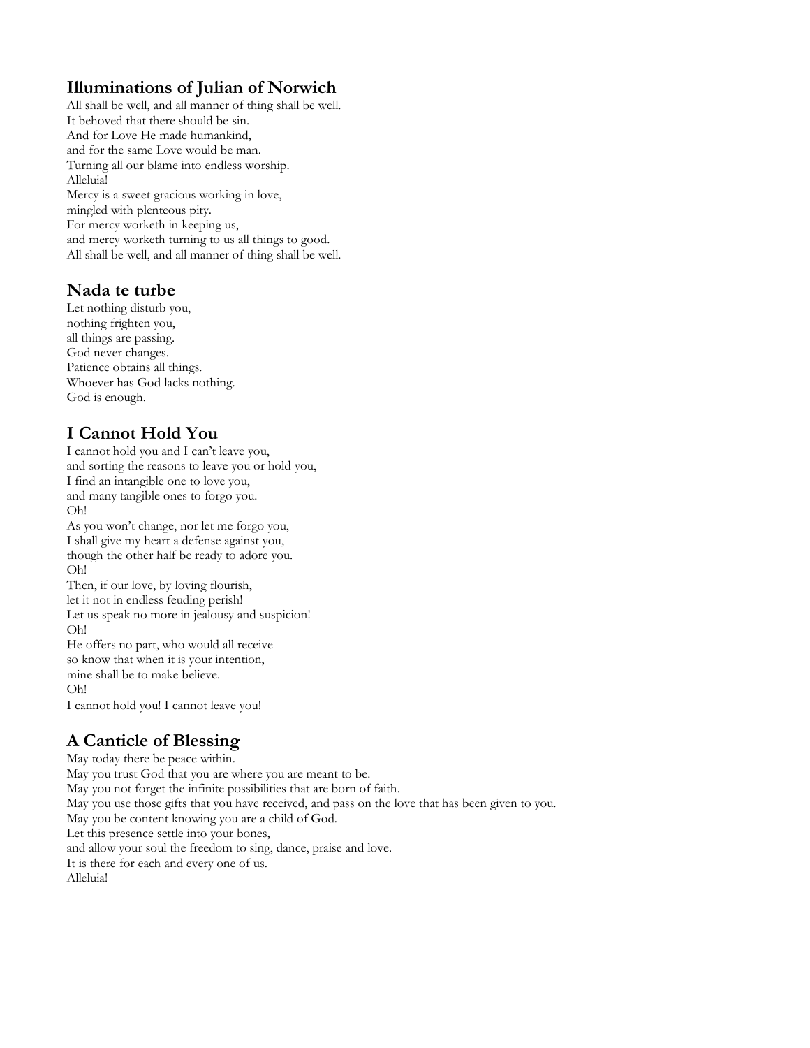## Illuminations of Julian of Norwich

All shall be well, and all manner of thing shall be well.
It behoved that there should be sin.
And for Love He made humankind,
and for the same Love would be man.
Turning all our blame into endless worship.
Alleluia!
Mercy is a sweet gracious working in love,
mingled with plenteous pity.
For mercy worketh in keeping us,
and mercy worketh turning to us all things to good.
All shall be well, and all manner of thing shall be well.

## Nada te turbe

Let nothing disturb you,
nothing frighten you,
all things are passing.
God never changes.
Patience obtains all things.
Whoever has God lacks nothing.
God is enough.

## I Cannot Hold You

I cannot hold you and I can't leave you,
and sorting the reasons to leave you or hold you,
I find an intangible one to love you,
and many tangible ones to forgo you.
Oh!
As you won't change, nor let me forgo you,
I shall give my heart a defense against you,
though the other half be ready to adore you.
Oh!
Then, if our love, by loving flourish,
let it not in endless feuding perish!
Let us speak no more in jealousy and suspicion!
Oh!
He offers no part, who would all receive
so know that when it is your intention,
mine shall be to make believe.
Oh!
I cannot hold you! I cannot leave you!

## A Canticle of Blessing

May today there be peace within.
May you trust God that you are where you are meant to be.
May you not forget the infinite possibilities that are born of faith.
May you use those gifts that you have received, and pass on the love that has been given to you.
May you be content knowing you are a child of God.
Let this presence settle into your bones,
and allow your soul the freedom to sing, dance, praise and love.
It is there for each and every one of us.
Alleluia!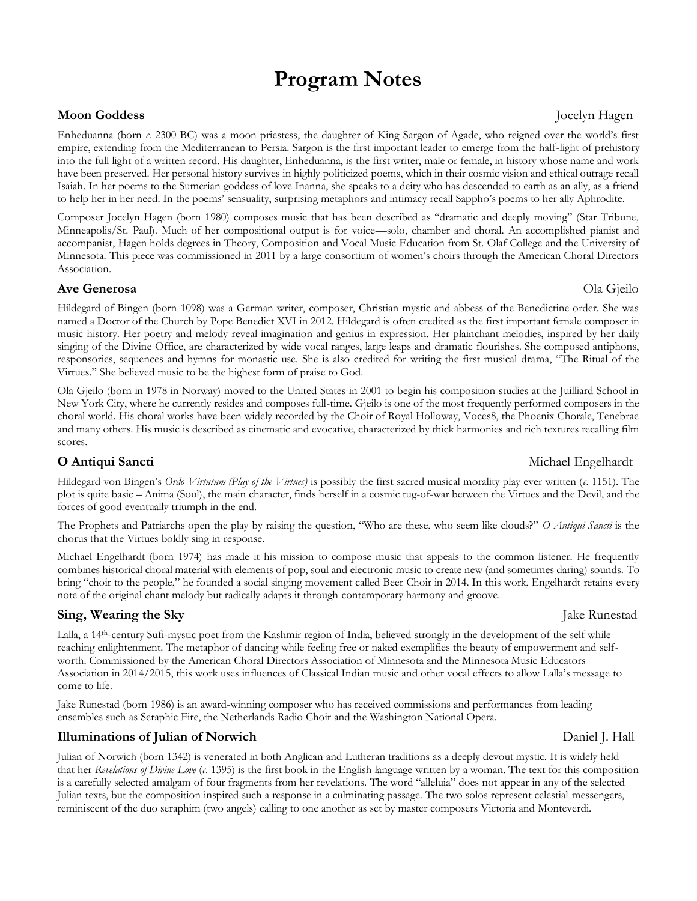# Program Notes

## Moon Goddess — Jocelyn Hagen

Enheduanna (born *c.* 2300 BC) was a moon priestess, the daughter of King Sargon of Agade, who reigned over the world's first empire, extending from the Mediterranean to Persia. Sargon is the first important leader to emerge from the half-light of prehistory into the full light of a written record. His daughter, Enheduanna, is the first writer, male or female, in history whose name and work have been preserved. Her personal history survives in highly politicized poems, which in their cosmic vision and ethical outrage recall Isaiah. In her poems to the Sumerian goddess of love Inanna, she speaks to a deity who has descended to earth as an ally, as a friend to help her in her need. In the poems' sensuality, surprising metaphors and intimacy recall Sappho's poems to her ally Aphrodite.

Composer Jocelyn Hagen (born 1980) composes music that has been described as "dramatic and deeply moving" (Star Tribune, Minneapolis/St. Paul). Much of her compositional output is for voice—solo, chamber and choral. An accomplished pianist and accompanist, Hagen holds degrees in Theory, Composition and Vocal Music Education from St. Olaf College and the University of Minnesota. This piece was commissioned in 2011 by a large consortium of women's choirs through the American Choral Directors Association.

## Ave Generosa — Ola Gjeilo

Hildegard of Bingen (born 1098) was a German writer, composer, Christian mystic and abbess of the Benedictine order. She was named a Doctor of the Church by Pope Benedict XVI in 2012. Hildegard is often credited as the first important female composer in music history. Her poetry and melody reveal imagination and genius in expression. Her plainchant melodies, inspired by her daily singing of the Divine Office, are characterized by wide vocal ranges, large leaps and dramatic flourishes. She composed antiphons, responsories, sequences and hymns for monastic use. She is also credited for writing the first musical drama, "The Ritual of the Virtues." She believed music to be the highest form of praise to God.

Ola Gjeilo (born in 1978 in Norway) moved to the United States in 2001 to begin his composition studies at the Juilliard School in New York City, where he currently resides and composes full-time. Gjeilo is one of the most frequently performed composers in the choral world. His choral works have been widely recorded by the Choir of Royal Holloway, Voces8, the Phoenix Chorale, Tenebrae and many others. His music is described as cinematic and evocative, characterized by thick harmonies and rich textures recalling film scores.

## O Antiqui Sancti — Michael Engelhardt

Hildegard von Bingen's *Ordo Virtutum (Play of the Virtues)* is possibly the first sacred musical morality play ever written (*c.* 1151). The plot is quite basic – Anima (Soul), the main character, finds herself in a cosmic tug-of-war between the Virtues and the Devil, and the forces of good eventually triumph in the end.

The Prophets and Patriarchs open the play by raising the question, "Who are these, who seem like clouds?" *O Antiqui Sancti* is the chorus that the Virtues boldly sing in response.

Michael Engelhardt (born 1974) has made it his mission to compose music that appeals to the common listener. He frequently combines historical choral material with elements of pop, soul and electronic music to create new (and sometimes daring) sounds. To bring "choir to the people," he founded a social singing movement called Beer Choir in 2014. In this work, Engelhardt retains every note of the original chant melody but radically adapts it through contemporary harmony and groove.

## Sing, Wearing the Sky — Jake Runestad

Lalla, a 14th-century Sufi-mystic poet from the Kashmir region of India, believed strongly in the development of the self while reaching enlightenment. The metaphor of dancing while feeling free or naked exemplifies the beauty of empowerment and self-worth. Commissioned by the American Choral Directors Association of Minnesota and the Minnesota Music Educators Association in 2014/2015, this work uses influences of Classical Indian music and other vocal effects to allow Lalla's message to come to life.

Jake Runestad (born 1986) is an award-winning composer who has received commissions and performances from leading ensembles such as Seraphic Fire, the Netherlands Radio Choir and the Washington National Opera.

## Illuminations of Julian of Norwich — Daniel J. Hall

Julian of Norwich (born 1342) is venerated in both Anglican and Lutheran traditions as a deeply devout mystic. It is widely held that her *Revelations of Divine Love* (*c.* 1395) is the first book in the English language written by a woman. The text for this composition is a carefully selected amalgam of four fragments from her revelations. The word "alleluia" does not appear in any of the selected Julian texts, but the composition inspired such a response in a culminating passage. The two solos represent celestial messengers, reminiscent of the duo seraphim (two angels) calling to one another as set by master composers Victoria and Monteverdi.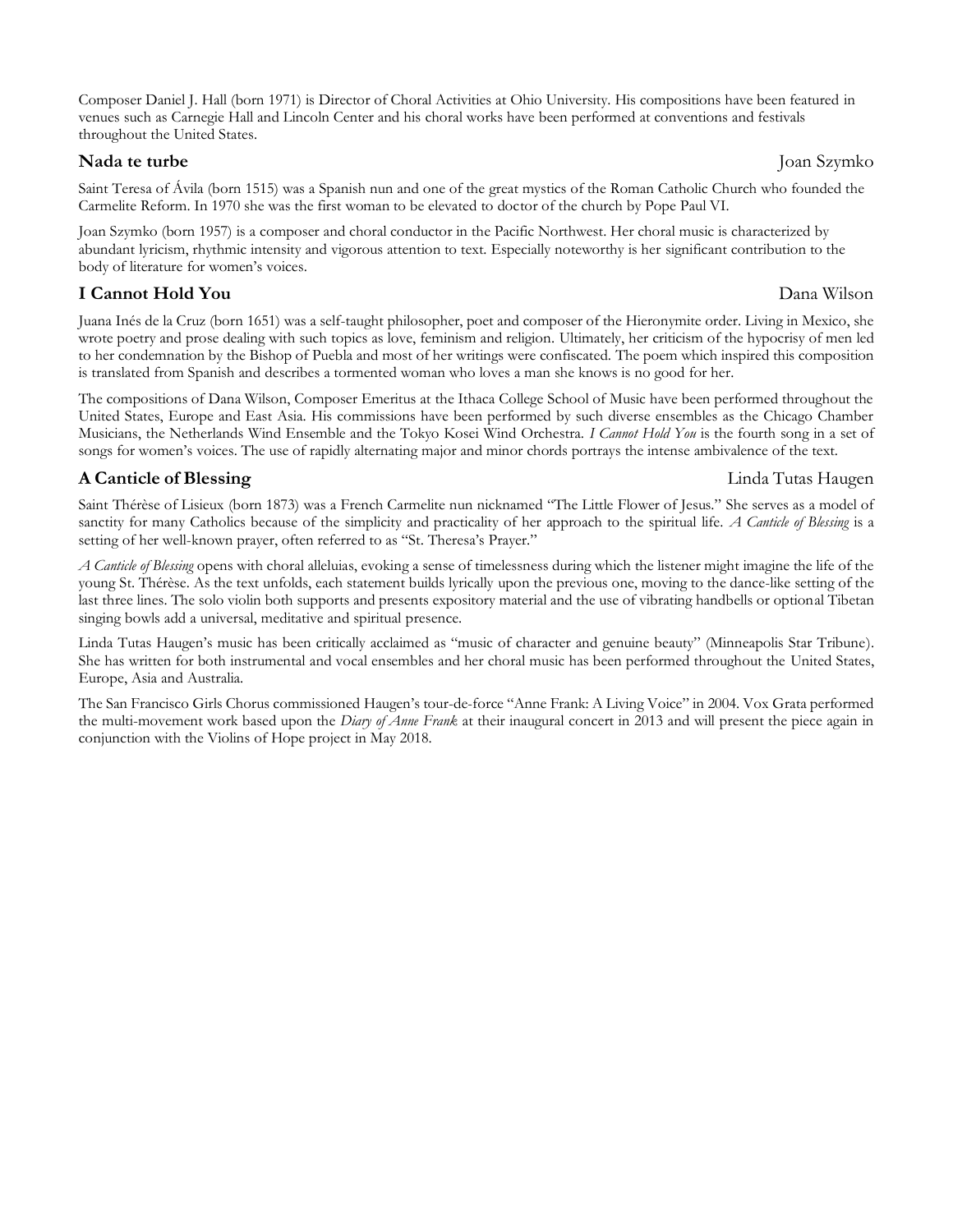Composer Daniel J. Hall (born 1971) is Director of Choral Activities at Ohio University. His compositions have been featured in venues such as Carnegie Hall and Lincoln Center and his choral works have been performed at conventions and festivals throughout the United States.

### Nada te turbe — Joan Szymko

Saint Teresa of Ávila (born 1515) was a Spanish nun and one of the great mystics of the Roman Catholic Church who founded the Carmelite Reform. In 1970 she was the first woman to be elevated to doctor of the church by Pope Paul VI.

Joan Szymko (born 1957) is a composer and choral conductor in the Pacific Northwest. Her choral music is characterized by abundant lyricism, rhythmic intensity and vigorous attention to text. Especially noteworthy is her significant contribution to the body of literature for women's voices.

### I Cannot Hold You — Dana Wilson

Juana Inés de la Cruz (born 1651) was a self-taught philosopher, poet and composer of the Hieronymite order. Living in Mexico, she wrote poetry and prose dealing with such topics as love, feminism and religion. Ultimately, her criticism of the hypocrisy of men led to her condemnation by the Bishop of Puebla and most of her writings were confiscated. The poem which inspired this composition is translated from Spanish and describes a tormented woman who loves a man she knows is no good for her.

The compositions of Dana Wilson, Composer Emeritus at the Ithaca College School of Music have been performed throughout the United States, Europe and East Asia. His commissions have been performed by such diverse ensembles as the Chicago Chamber Musicians, the Netherlands Wind Ensemble and the Tokyo Kosei Wind Orchestra. *I Cannot Hold You* is the fourth song in a set of songs for women's voices. The use of rapidly alternating major and minor chords portrays the intense ambivalence of the text.

### A Canticle of Blessing — Linda Tutas Haugen

Saint Thérèse of Lisieux (born 1873) was a French Carmelite nun nicknamed "The Little Flower of Jesus." She serves as a model of sanctity for many Catholics because of the simplicity and practicality of her approach to the spiritual life. *A Canticle of Blessing* is a setting of her well-known prayer, often referred to as "St. Theresa's Prayer."

*A Canticle of Blessing* opens with choral alleluias, evoking a sense of timelessness during which the listener might imagine the life of the young St. Thérèse. As the text unfolds, each statement builds lyrically upon the previous one, moving to the dance-like setting of the last three lines. The solo violin both supports and presents expository material and the use of vibrating handbells or optional Tibetan singing bowls add a universal, meditative and spiritual presence.

Linda Tutas Haugen's music has been critically acclaimed as "music of character and genuine beauty" (Minneapolis Star Tribune). She has written for both instrumental and vocal ensembles and her choral music has been performed throughout the United States, Europe, Asia and Australia.

The San Francisco Girls Chorus commissioned Haugen's tour-de-force "Anne Frank: A Living Voice" in 2004. Vox Grata performed the multi-movement work based upon the *Diary of Anne Frank* at their inaugural concert in 2013 and will present the piece again in conjunction with the Violins of Hope project in May 2018.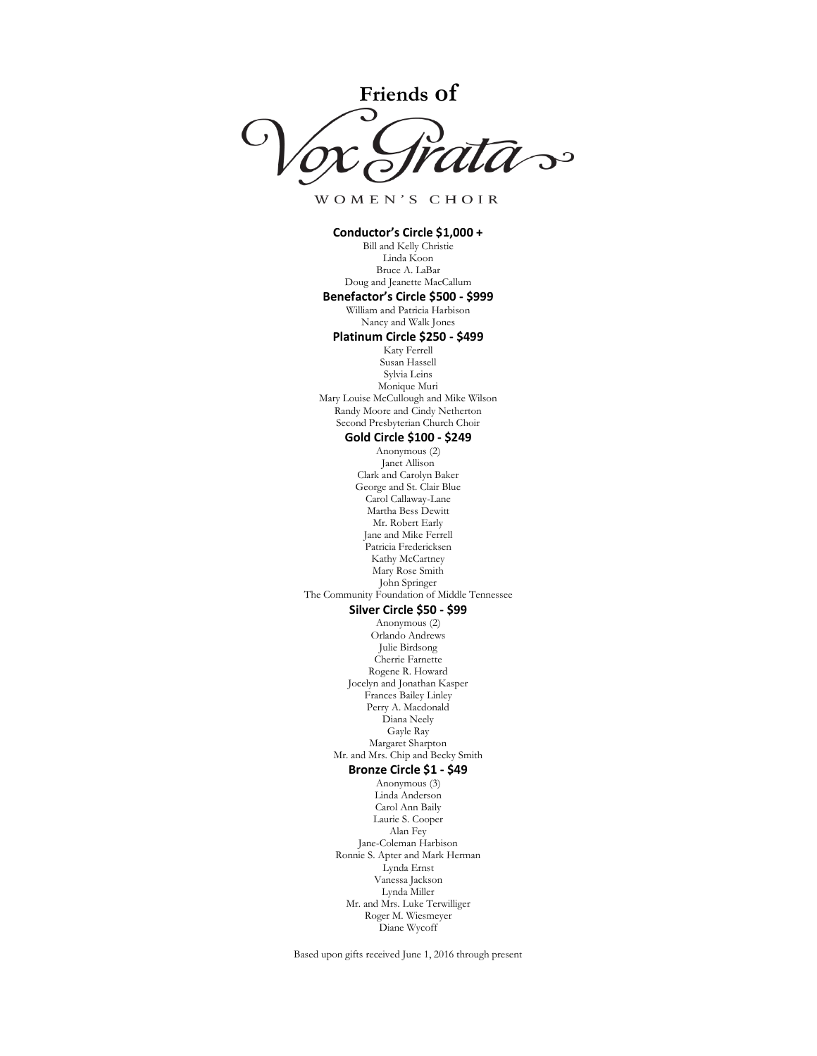# Friends of Vox Grata

WOMEN'S CHOIR

**Conductor's Circle $1,000 +**

Bill and Kelly Christie
Linda Koon
Bruce A. LaBar
Doug and Jeanette MacCallum

**Benefactor's Circle $500 - $999**

William and Patricia Harbison
Nancy and Walk Jones

**Platinum Circle $250 - $499**

Katy Ferrell
Susan Hassell
Sylvia Leins
Monique Muri
Mary Louise McCullough and Mike Wilson
Randy Moore and Cindy Netherton
Second Presbyterian Church Choir

**Gold Circle $100 - $249**

Anonymous (2)
Janet Allison
Clark and Carolyn Baker
George and St. Clair Blue
Carol Callaway-Lane
Martha Bess Dewitt
Mr. Robert Early
Jane and Mike Ferrell
Patricia Fredericksen
Kathy McCartney
Mary Rose Smith
John Springer
The Community Foundation of Middle Tennessee

**Silver Circle $50 - $99**

Anonymous (2)
Orlando Andrews
Julie Birdsong
Cherrie Farnette
Rogene R. Howard
Jocelyn and Jonathan Kasper
Frances Bailey Linley
Perry A. Macdonald
Diana Neely
Gayle Ray
Margaret Sharpton
Mr. and Mrs. Chip and Becky Smith

**Bronze Circle $1 - $49**

Anonymous (3)
Linda Anderson
Carol Ann Baily
Laurie S. Cooper
Alan Fey
Jane-Coleman Harbison
Ronnie S. Apter and Mark Herman
Lynda Ernst
Vanessa Jackson
Lynda Miller
Mr. and Mrs. Luke Terwilliger
Roger M. Wiesmeyer
Diane Wycoff

Based upon gifts received June 1, 2016 through present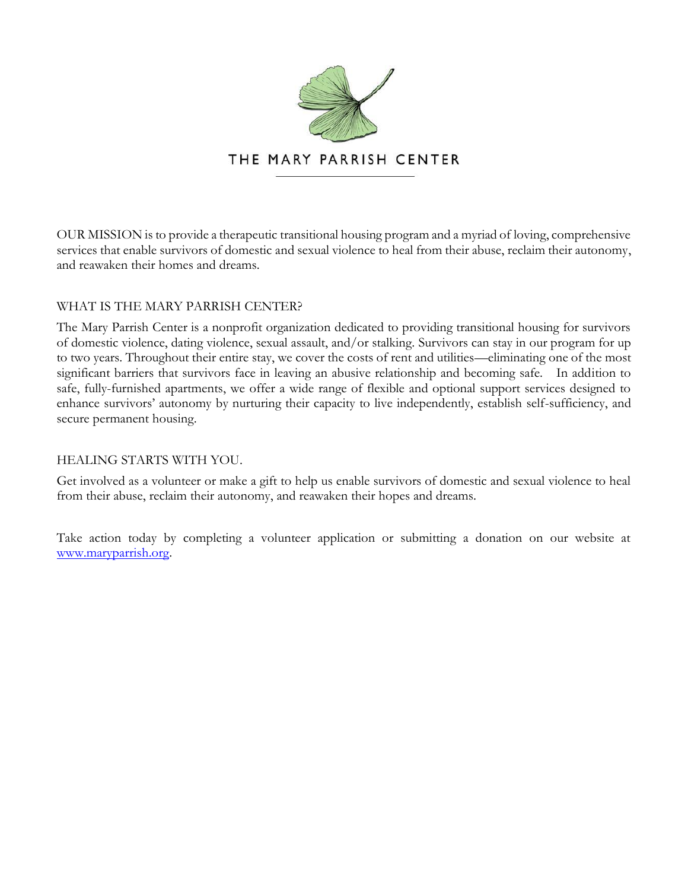# THE MARY PARRISH CENTER

OUR MISSION is to provide a therapeutic transitional housing program and a myriad of loving, comprehensive services that enable survivors of domestic and sexual violence to heal from their abuse, reclaim their autonomy, and reawaken their homes and dreams.

## WHAT IS THE MARY PARRISH CENTER?

The Mary Parrish Center is a nonprofit organization dedicated to providing transitional housing for survivors of domestic violence, dating violence, sexual assault, and/or stalking. Survivors can stay in our program for up to two years. Throughout their entire stay, we cover the costs of rent and utilities—eliminating one of the most significant barriers that survivors face in leaving an abusive relationship and becoming safe. In addition to safe, fully-furnished apartments, we offer a wide range of flexible and optional support services designed to enhance survivors' autonomy by nurturing their capacity to live independently, establish self-sufficiency, and secure permanent housing.

## HEALING STARTS WITH YOU.

Get involved as a volunteer or make a gift to help us enable survivors of domestic and sexual violence to heal from their abuse, reclaim their autonomy, and reawaken their hopes and dreams.

Take action today by completing a volunteer application or submitting a donation on our website at [www.maryparrish.org](http://www.maryparrish.org).